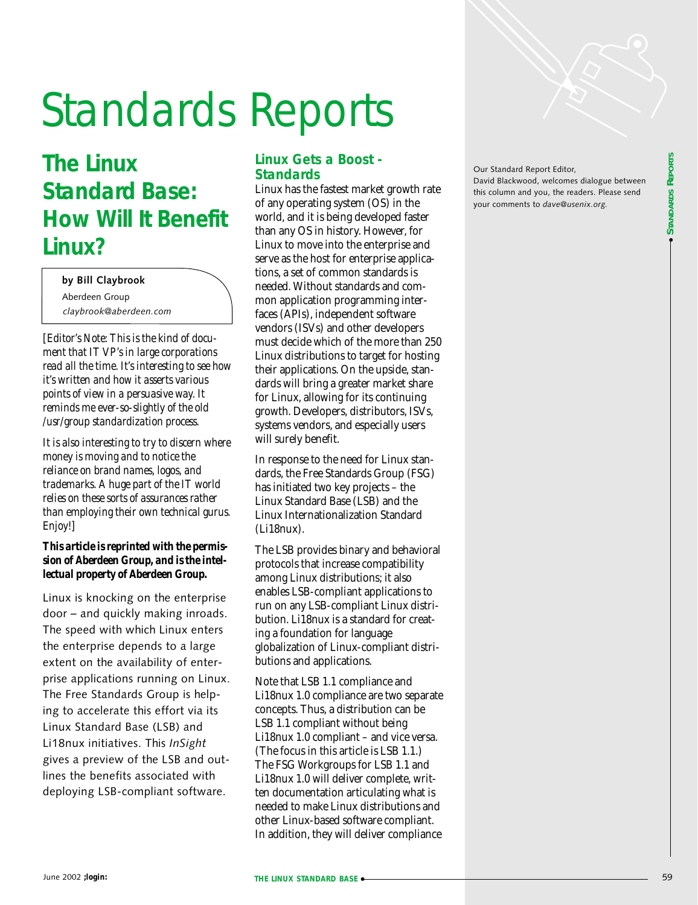# Standards Reports

## The Linux Standard Base: How Will It Benefit Linux?

**by Bill Claybrook**

Aberdeen Group

*claybrook@aberdeen.com*

*[Editor's Note: This is the kind of document that IT VP's in large corporations read all the time. It's interesting to see how it's written and how it asserts various points of view in a persuasive way. It reminds me ever-so-slightly of the old /usr/group standardization process.*

*It is also interesting to try to discern where money is moving and to notice the reliance on brand names, logos, and trademarks. A huge part of the IT world relies on these sorts of assurances rather than employing their own technical gurus. Enjoy!]*

**This article is reprinted with the permission of Aberdeen Group, and is the intellectual property of Aberdeen Group.**

Linux is knocking on the enterprise door – and quickly making inroads. The speed with which Linux enters the enterprise depends to a large extent on the availability of enterprise applications running on Linux. The Free Standards Group is helping to accelerate this effort via its Linux Standard Base (LSB) and Li18nux initiatives. This *InSight* gives a preview of the LSB and outlines the benefits associated with deploying LSB-compliant software.

### Linux Gets a Boost - Standards

Linux has the fastest market growth rate of any operating system (OS) in the world, and it is being developed faster than any OS in history. However, for Linux to move into the enterprise and serve as the host for enterprise applications, a set of common standards is needed. Without standards and common application programming interfaces (APIs), independent software vendors (ISVs) and other developers must decide which of the more than 250 Linux distributions to target for hosting their applications. On the upside, standards will bring a greater market share for Linux, allowing for its continuing growth. Developers, distributors, ISVs, systems vendors, and especially users will surely benefit.

In response to the need for Linux standards, the Free Standards Group (FSG) has initiated two key projects – the Linux Standard Base (LSB) and the Linux Internationalization Standard (Li18nux).

The LSB provides binary and behavioral protocols that increase compatibility among Linux distributions; it also enables LSB-compliant applications to run on any LSB-compliant Linux distribution. Li18nux is a standard for creating a foundation for language globalization of Linux-compliant distributions and applications.

Note that LSB 1.1 compliance and Li18nux 1.0 compliance are two separate concepts. Thus, a distribution can be LSB 1.1 compliant without being Li18nux 1.0 compliant – and vice versa. (The focus in this article is LSB 1.1.) The FSG Workgroups for LSB 1.1 and Li18nux 1.0 will deliver complete, written documentation articulating what is needed to make Linux distributions and other Linux-based software compliant. In addition, they will deliver compliance

Our Standard Report Editor, David Blackwood, welcomes dialogue between this column and you, the readers. Please send your comments to *dave@usenix.org.*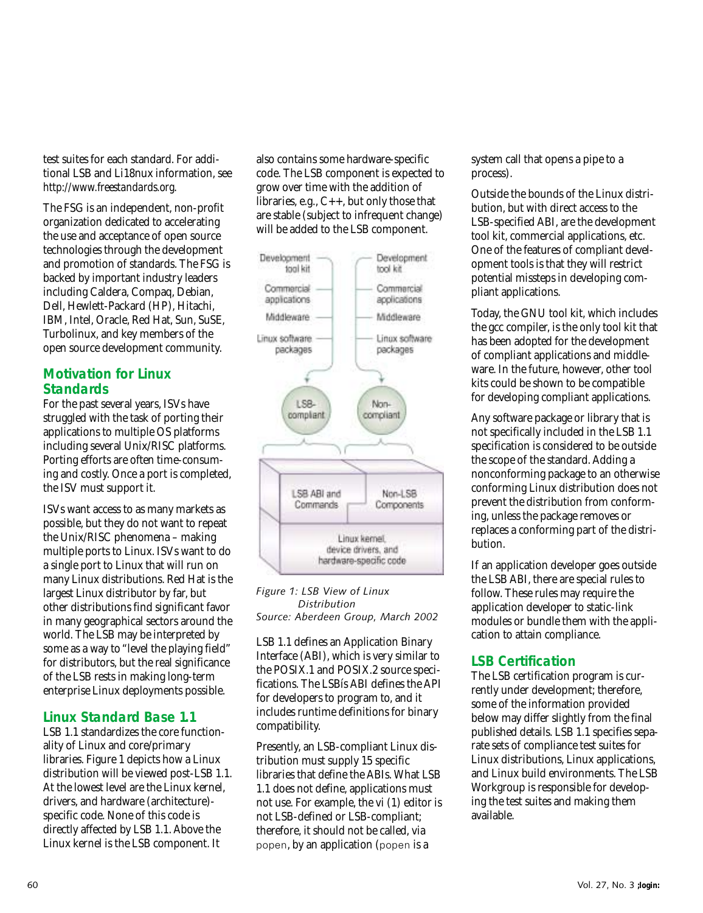test suites for each standard. For additional LSB and Li18nux information, see *http://www.freestandards.org*.

The FSG is an independent, non-profit organization dedicated to accelerating the use and acceptance of open source technologies through the development and promotion of standards. The FSG is backed by important industry leaders including Caldera, Compaq, Debian, Dell, Hewlett-Packard (HP), Hitachi, IBM, Intel, Oracle, Red Hat, Sun, SuSE, Turbolinux, and key members of the open source development community.

## Motivation for Linux Standards

For the past several years, ISVs have struggled with the task of porting their applications to multiple OS platforms including several Unix/RISC platforms. Porting efforts are often time-consuming and costly. Once a port is completed, the ISV must support it.

ISVs want access to as many markets as possible, but they do not want to repeat the Unix/RISC phenomena – making multiple ports to Linux. ISVs want to do a single port to Linux that will run on many Linux distributions. Red Hat is the largest Linux distributor by far, but other distributions find significant favor in many geographical sectors around the world. The LSB may be interpreted by some as a way to "level the playing field" for distributors, but the real significance of the LSB rests in making long-term enterprise Linux deployments possible.

## Linux Standard Base 1.1

LSB 1.1 standardizes the core functionality of Linux and core/primary libraries. Figure 1 depicts how a Linux distribution will be viewed post-LSB 1.1. At the lowest level are the Linux kernel, drivers, and hardware (architecture)-specific code. None of this code is directly affected by LSB 1.1. Above the Linux kernel is the LSB component. It also contains some hardware-specific code. The LSB component is expected to grow over time with the addition of libraries, e.g., C++, but only those that are stable (subject to infrequent change) will be added to the LSB component.

*Figure 1: LSB View of Linux Distribution*
*Source: Aberdeen Group, March 2002*

LSB 1.1 defines an Application Binary Interface (ABI), which is very similar to the POSIX.1 and POSIX.2 source specifications. The LSBís ABI defines the API for developers to program to, and it includes runtime definitions for binary compatibility.

Presently, an LSB-compliant Linux distribution must supply 15 specific libraries that define the ABIs. What LSB 1.1 does not define, applications must not use. For example, the vi (1) editor is not LSB-defined or LSB-compliant; therefore, it should not be called, via `popen`, by an application (`popen` is a system call that opens a pipe to a process).

Outside the bounds of the Linux distribution, but with direct access to the LSB-specified ABI, are the development tool kit, commercial applications, etc. One of the features of compliant development tools is that they will restrict potential missteps in developing compliant applications.

Today, the GNU tool kit, which includes the gcc compiler, is the only tool kit that has been adopted for the development of compliant applications and middleware. In the future, however, other tool kits could be shown to be compatible for developing compliant applications.

Any software package or library that is not specifically included in the LSB 1.1 specification is considered to be outside the scope of the standard. Adding a nonconforming package to an otherwise conforming Linux distribution does not prevent the distribution from conforming, unless the package removes or replaces a conforming part of the distribution.

If an application developer goes outside the LSB ABI, there are special rules to follow. These rules may require the application developer to static-link modules or bundle them with the application to attain compliance.

## LSB Certification

The LSB certification program is currently under development; therefore, some of the information provided below may differ slightly from the final published details. LSB 1.1 specifies separate sets of compliance test suites for Linux distributions, Linux applications, and Linux build environments. The LSB Workgroup is responsible for developing the test suites and making them available.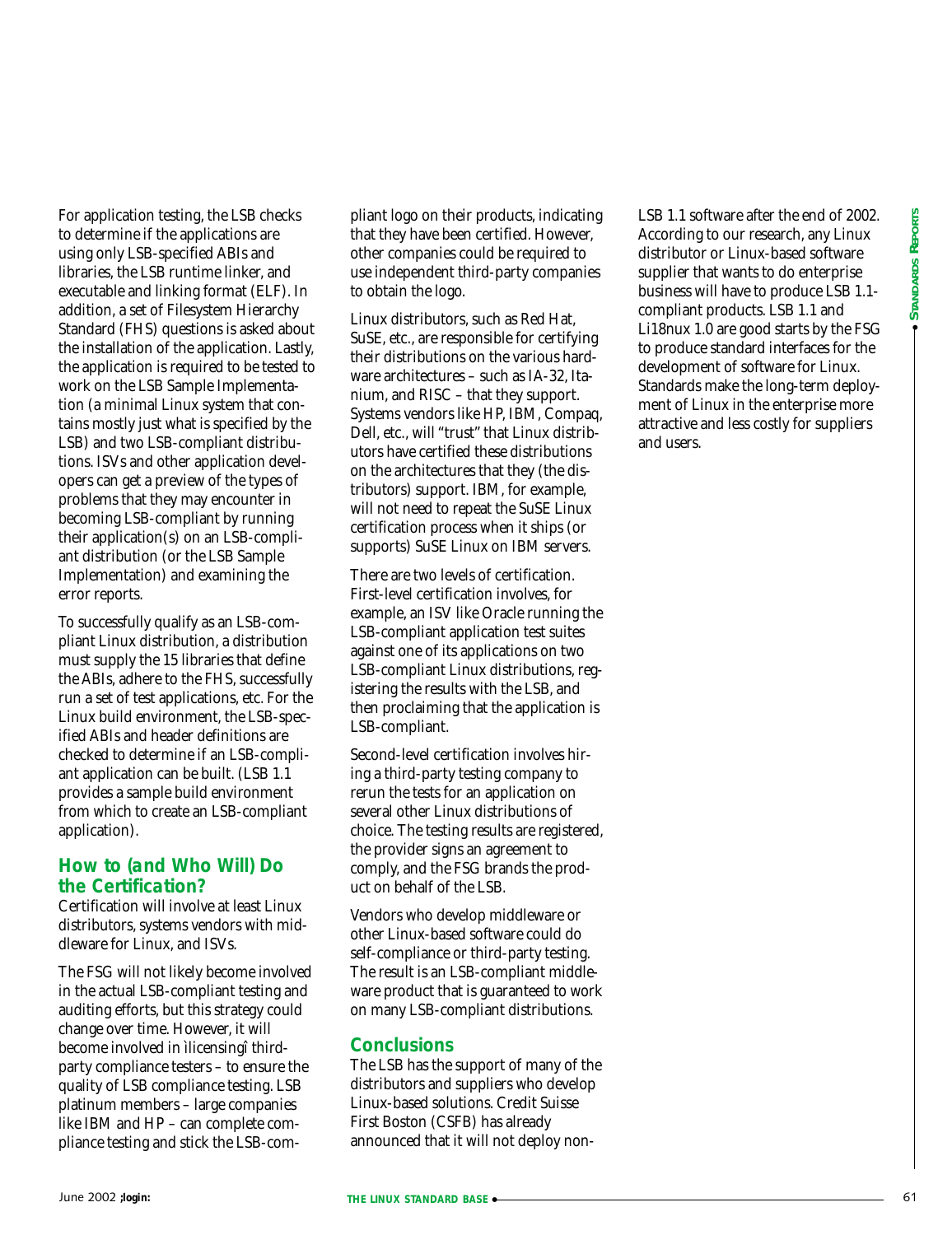For application testing, the LSB checks to determine if the applications are using only LSB-specified ABIs and libraries, the LSB runtime linker, and executable and linking format (ELF). In addition, a set of Filesystem Hierarchy Standard (FHS) questions is asked about the installation of the application. Lastly, the application is required to be tested to work on the LSB Sample Implementation (a minimal Linux system that contains mostly just what is specified by the LSB) and two LSB-compliant distributions. ISVs and other application developers can get a preview of the types of problems that they may encounter in becoming LSB-compliant by running their application(s) on an LSB-compliant distribution (or the LSB Sample Implementation) and examining the error reports.

To successfully qualify as an LSB-compliant Linux distribution, a distribution must supply the 15 libraries that define the ABIs, adhere to the FHS, successfully run a set of test applications, etc. For the Linux build environment, the LSB-specified ABIs and header definitions are checked to determine if an LSB-compliant application can be built. (LSB 1.1 provides a sample build environment from which to create an LSB-compliant application).

## How to (and Who Will) Do the Certification?

Certification will involve at least Linux distributors, systems vendors with middleware for Linux, and ISVs.

The FSG will not likely become involved in the actual LSB-compliant testing and auditing efforts, but this strategy could change over time. However, it will become involved in ìlicensingî third-party compliance testers – to ensure the quality of LSB compliance testing. LSB platinum members – large companies like IBM and HP – can complete compliance testing and stick the LSB-compliant logo on their products, indicating that they have been certified. However, other companies could be required to use independent third-party companies to obtain the logo.

Linux distributors, such as Red Hat, SuSE, etc., are responsible for certifying their distributions on the various hardware architectures – such as IA-32, Itanium, and RISC – that they support. Systems vendors like HP, IBM, Compaq, Dell, etc., will "trust" that Linux distributors have certified these distributions on the architectures that they (the distributors) support. IBM, for example, will not need to repeat the SuSE Linux certification process when it ships (or supports) SuSE Linux on IBM servers.

There are two levels of certification. First-level certification involves, for example, an ISV like Oracle running the LSB-compliant application test suites against one of its applications on two LSB-compliant Linux distributions, registering the results with the LSB, and then proclaiming that the application is LSB-compliant.

Second-level certification involves hiring a third-party testing company to rerun the tests for an application on several other Linux distributions of choice. The testing results are registered, the provider signs an agreement to comply, and the FSG brands the product on behalf of the LSB.

Vendors who develop middleware or other Linux-based software could do self-compliance or third-party testing. The result is an LSB-compliant middleware product that is guaranteed to work on many LSB-compliant distributions.

## Conclusions

The LSB has the support of many of the distributors and suppliers who develop Linux-based solutions. Credit Suisse First Boston (CSFB) has already announced that it will not deploy non-LSB 1.1 software after the end of 2002. According to our research, any Linux distributor or Linux-based software supplier that wants to do enterprise business will have to produce LSB 1.1-compliant products. LSB 1.1 and Li18nux 1.0 are good starts by the FSG to produce standard interfaces for the development of software for Linux. Standards make the long-term deployment of Linux in the enterprise more attractive and less costly for suppliers and users.